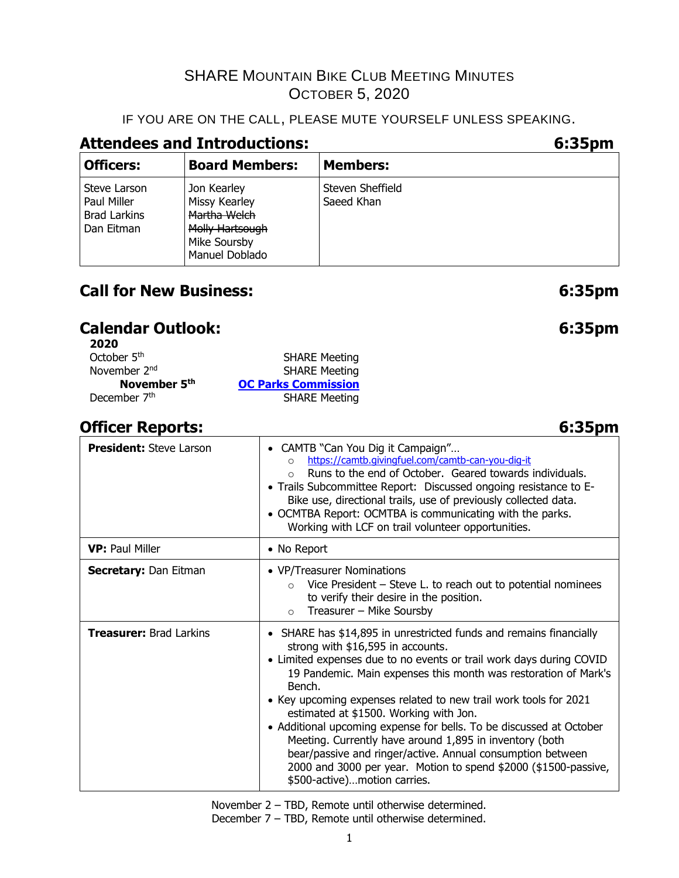# SHARE Mountain Bike Club Meeting Minutes
## October 5, 2020

IF YOU ARE ON THE CALL, PLEASE MUTE YOURSELF UNLESS SPEAKING.

## Attendees and Introductions: 6:35pm

| Officers: | Board Members: | Members: |
|---|---|---|
| Steve Larson<br>Paul Miller<br>Brad Larkins<br>Dan Eitman | Jon Kearley<br>Missy Kearley<br>~~Martha Welch~~<br>~~Molly Hartsough~~<br>Mike Soursby<br>Manuel Doblado | Steven Sheffield<br>Saeed Khan |

## Call for New Business: 6:35pm

## Calendar Outlook: 6:35pm

**2020**

| | |
|---|---|
| October 5th | SHARE Meeting |
| November 2nd | SHARE Meeting |
| **November 5th** | **[OC Parks Commission]()** |
| December 7th | SHARE Meeting |

## Officer Reports: 6:35pm

| | |
|---|---|
| **President:** Steve Larson | • CAMTB "Can You Dig it Campaign"…<br>&nbsp;&nbsp;○ https://camtb.givingfuel.com/camtb-can-you-dig-it<br>&nbsp;&nbsp;○ Runs to the end of October. Geared towards individuals.<br>• Trails Subcommittee Report: Discussed ongoing resistance to E-Bike use, directional trails, use of previously collected data.<br>• OCMTBA Report: OCMTBA is communicating with the parks. Working with LCF on trail volunteer opportunities. |
| **VP:** Paul Miller | • No Report |
| **Secretary:** Dan Eitman | • VP/Treasurer Nominations<br>&nbsp;&nbsp;○ Vice President – Steve L. to reach out to potential nominees to verify their desire in the position.<br>&nbsp;&nbsp;○ Treasurer – Mike Soursby |
| **Treasurer:** Brad Larkins | • SHARE has $14,895 in unrestricted funds and remains financially strong with $16,595 in accounts.<br>• Limited expenses due to no events or trail work days during COVID 19 Pandemic. Main expenses this month was restoration of Mark's Bench.<br>• Key upcoming expenses related to new trail work tools for 2021 estimated at $1500. Working with Jon.<br>• Additional upcoming expense for bells. To be discussed at October Meeting. Currently have around 1,895 in inventory (both bear/passive and ringer/active. Annual consumption between 2000 and 3000 per year. Motion to spend $2000 ($1500-passive, $500-active)…motion carries. |

November 2 – TBD, Remote until otherwise determined.
December 7 – TBD, Remote until otherwise determined.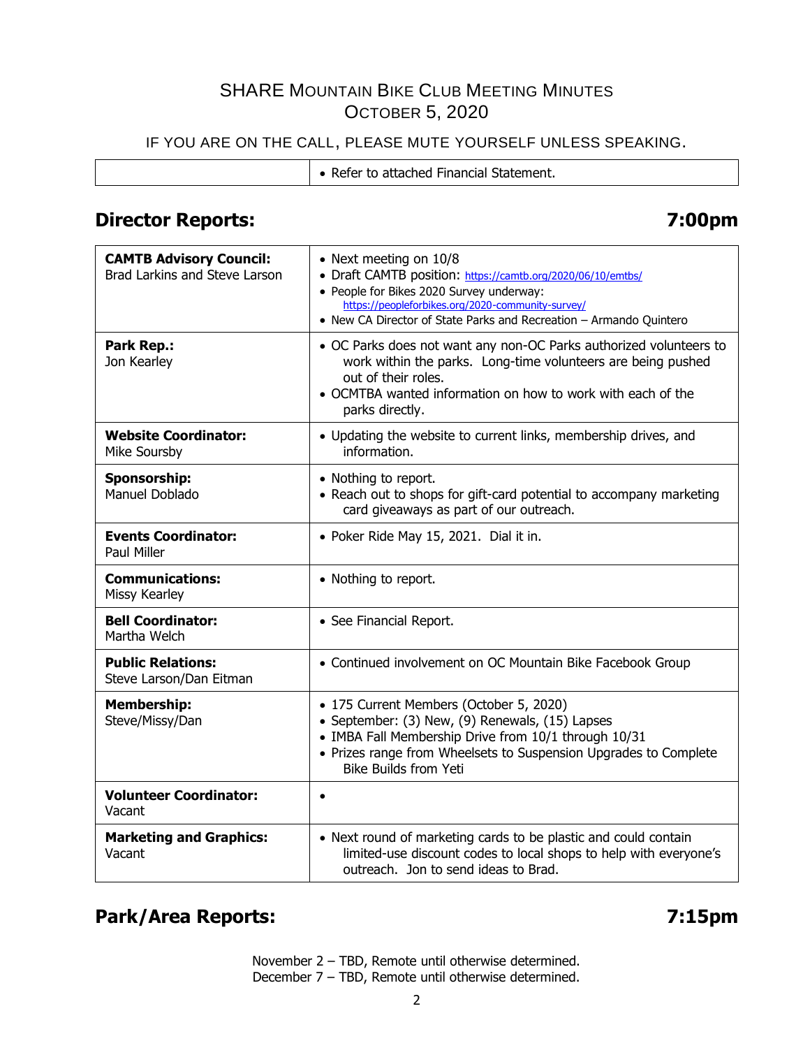SHARE MOUNTAIN BIKE CLUB MEETING MINUTES
OCTOBER 5, 2020

IF YOU ARE ON THE CALL, PLEASE MUTE YOURSELF UNLESS SPEAKING.

| | |
|---|---|
| | • Refer to attached Financial Statement. |

## Director Reports: 7:00pm

| | |
|---|---|
| **CAMTB Advisory Council:** Brad Larkins and Steve Larson | • Next meeting on 10/8<br>• Draft CAMTB position: https://camtb.org/2020/06/10/emtbs/<br>• People for Bikes 2020 Survey underway: https://peopleforbikes.org/2020-community-survey/<br>• New CA Director of State Parks and Recreation – Armando Quintero |
| **Park Rep.:** Jon Kearley | • OC Parks does not want any non-OC Parks authorized volunteers to work within the parks. Long-time volunteers are being pushed out of their roles.<br>• OCMTBA wanted information on how to work with each of the parks directly. |
| **Website Coordinator:** Mike Soursby | • Updating the website to current links, membership drives, and information. |
| **Sponsorship:** Manuel Doblado | • Nothing to report.<br>• Reach out to shops for gift-card potential to accompany marketing card giveaways as part of our outreach. |
| **Events Coordinator:** Paul Miller | • Poker Ride May 15, 2021. Dial it in. |
| **Communications:** Missy Kearley | • Nothing to report. |
| **Bell Coordinator:** Martha Welch | • See Financial Report. |
| **Public Relations:** Steve Larson/Dan Eitman | • Continued involvement on OC Mountain Bike Facebook Group |
| **Membership:** Steve/Missy/Dan | • 175 Current Members (October 5, 2020)<br>• September: (3) New, (9) Renewals, (15) Lapses<br>• IMBA Fall Membership Drive from 10/1 through 10/31<br>• Prizes range from Wheelsets to Suspension Upgrades to Complete Bike Builds from Yeti |
| **Volunteer Coordinator:** Vacant | • |
| **Marketing and Graphics:** Vacant | • Next round of marketing cards to be plastic and could contain limited-use discount codes to local shops to help with everyone's outreach. Jon to send ideas to Brad. |

## Park/Area Reports: 7:15pm

November 2 – TBD, Remote until otherwise determined.
December 7 – TBD, Remote until otherwise determined.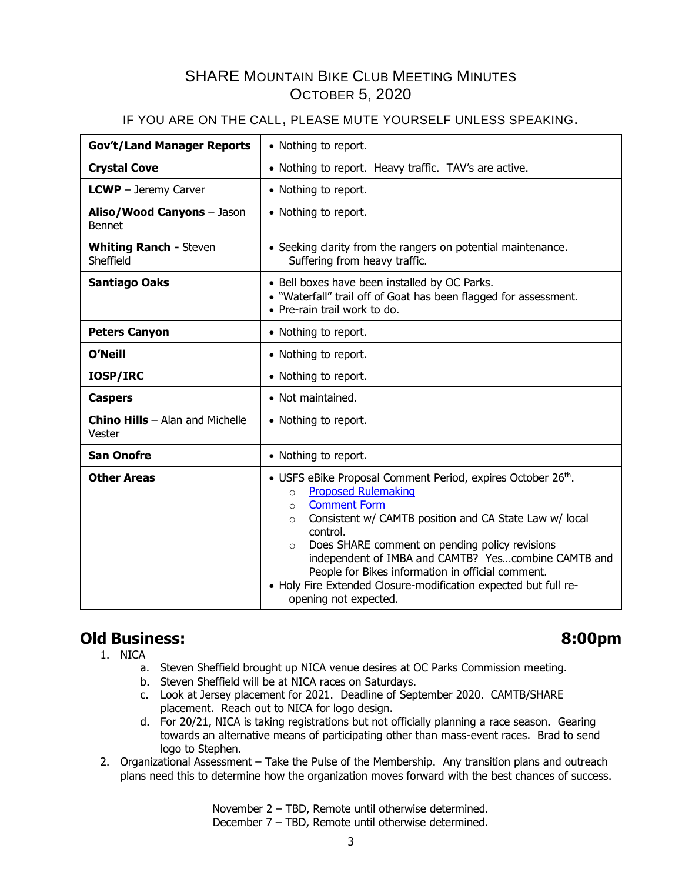# SHARE Mountain Bike Club Meeting Minutes
## October 5, 2020

IF YOU ARE ON THE CALL, PLEASE MUTE YOURSELF UNLESS SPEAKING.

| | |
|---|---|
| **Gov't/Land Manager Reports** | • Nothing to report. |
| **Crystal Cove** | • Nothing to report. Heavy traffic. TAV's are active. |
| **LCWP** – Jeremy Carver | • Nothing to report. |
| **Aliso/Wood Canyons** – Jason Bennet | • Nothing to report. |
| **Whiting Ranch -** Steven Sheffield | • Seeking clarity from the rangers on potential maintenance. Suffering from heavy traffic. |
| **Santiago Oaks** | • Bell boxes have been installed by OC Parks.<br>• "Waterfall" trail off of Goat has been flagged for assessment.<br>• Pre-rain trail work to do. |
| **Peters Canyon** | • Nothing to report. |
| **O'Neill** | • Nothing to report. |
| **IOSP/IRC** | • Nothing to report. |
| **Caspers** | • Not maintained. |
| **Chino Hills** – Alan and Michelle Vester | • Nothing to report. |
| **San Onofre** | • Nothing to report. |
| **Other Areas** | • USFS eBike Proposal Comment Period, expires October 26th.<br>  ○ Proposed Rulemaking<br>  ○ Comment Form<br>  ○ Consistent w/ CAMTB position and CA State Law w/ local control.<br>  ○ Does SHARE comment on pending policy revisions independent of IMBA and CAMTB? Yes…combine CAMTB and People for Bikes information in official comment.<br>• Holy Fire Extended Closure-modification expected but full re-opening not expected. |

## Old Business: 8:00pm

1. NICA
   a. Steven Sheffield brought up NICA venue desires at OC Parks Commission meeting.
   b. Steven Sheffield will be at NICA races on Saturdays.
   c. Look at Jersey placement for 2021. Deadline of September 2020. CAMTB/SHARE placement. Reach out to NICA for logo design.
   d. For 20/21, NICA is taking registrations but not officially planning a race season. Gearing towards an alternative means of participating other than mass-event races. Brad to send logo to Stephen.
2. Organizational Assessment – Take the Pulse of the Membership. Any transition plans and outreach plans need this to determine how the organization moves forward with the best chances of success.

November 2 – TBD, Remote until otherwise determined.
December 7 – TBD, Remote until otherwise determined.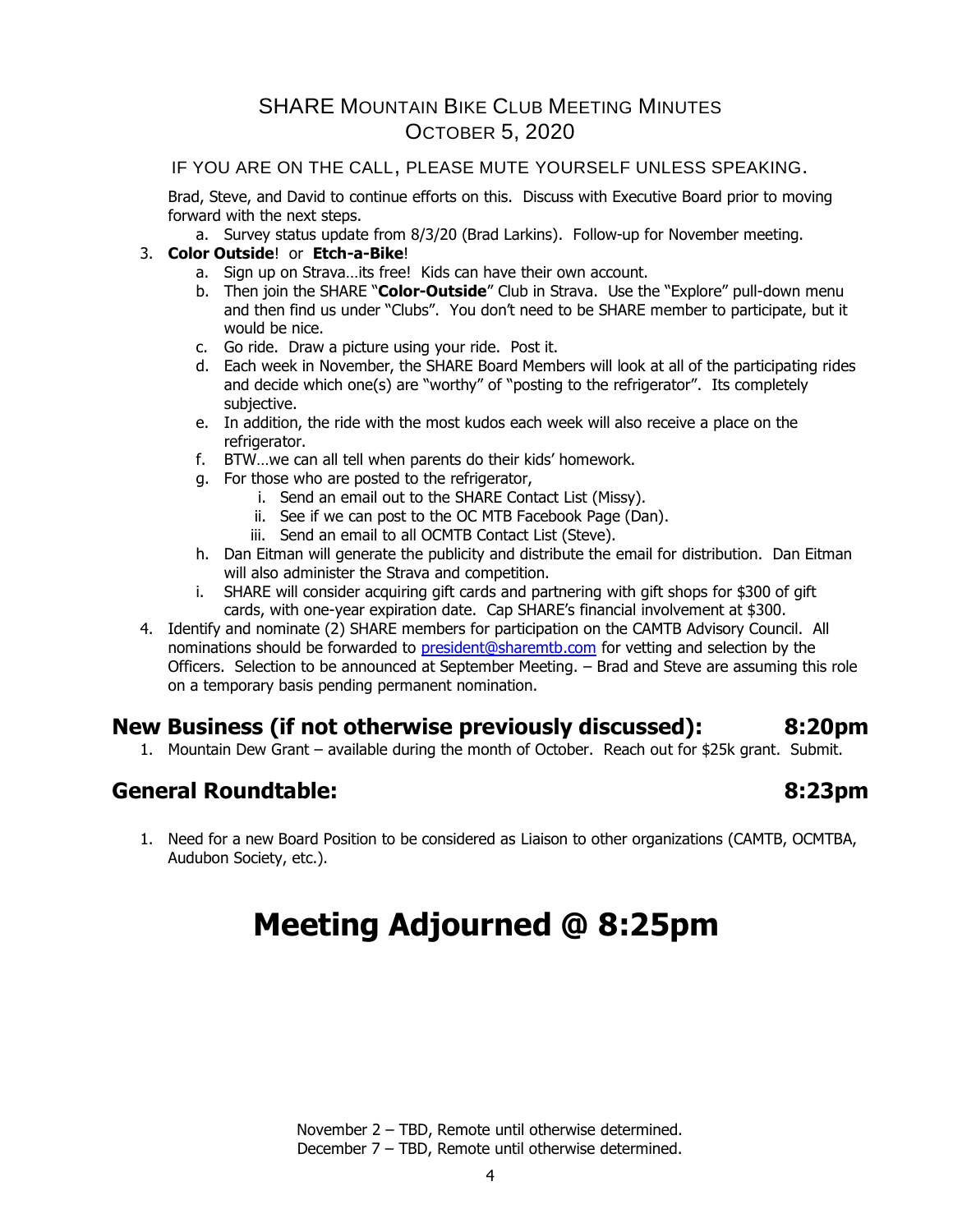SHARE Mountain Bike Club Meeting Minutes
October 5, 2020

IF YOU ARE ON THE CALL, PLEASE MUTE YOURSELF UNLESS SPEAKING.

Brad, Steve, and David to continue efforts on this. Discuss with Executive Board prior to moving forward with the next steps.

   a. Survey status update from 8/3/20 (Brad Larkins). Follow-up for November meeting.

3. **Color Outside**! or **Etch-a-Bike**!
   a. Sign up on Strava…its free! Kids can have their own account.
   b. Then join the SHARE "**Color-Outside**" Club in Strava. Use the "Explore" pull-down menu and then find us under "Clubs". You don't need to be SHARE member to participate, but it would be nice.
   c. Go ride. Draw a picture using your ride. Post it.
   d. Each week in November, the SHARE Board Members will look at all of the participating rides and decide which one(s) are "worthy" of "posting to the refrigerator". Its completely subjective.
   e. In addition, the ride with the most kudos each week will also receive a place on the refrigerator.
   f. BTW…we can all tell when parents do their kids' homework.
   g. For those who are posted to the refrigerator,
      i. Send an email out to the SHARE Contact List (Missy).
      ii. See if we can post to the OC MTB Facebook Page (Dan).
      iii. Send an email to all OCMTB Contact List (Steve).
   h. Dan Eitman will generate the publicity and distribute the email for distribution. Dan Eitman will also administer the Strava and competition.
   i. SHARE will consider acquiring gift cards and partnering with gift shops for $300 of gift cards, with one-year expiration date. Cap SHARE's financial involvement at $300.
4. Identify and nominate (2) SHARE members for participation on the CAMTB Advisory Council. All nominations should be forwarded to president@sharemtb.com for vetting and selection by the Officers. Selection to be announced at September Meeting. – Brad and Steve are assuming this role on a temporary basis pending permanent nomination.

## New Business (if not otherwise previously discussed): 8:20pm

1. Mountain Dew Grant – available during the month of October. Reach out for $25k grant. Submit.

## General Roundtable: 8:23pm

1. Need for a new Board Position to be considered as Liaison to other organizations (CAMTB, OCMTBA, Audubon Society, etc.).

# Meeting Adjourned @ 8:25pm

November 2 – TBD, Remote until otherwise determined.
December 7 – TBD, Remote until otherwise determined.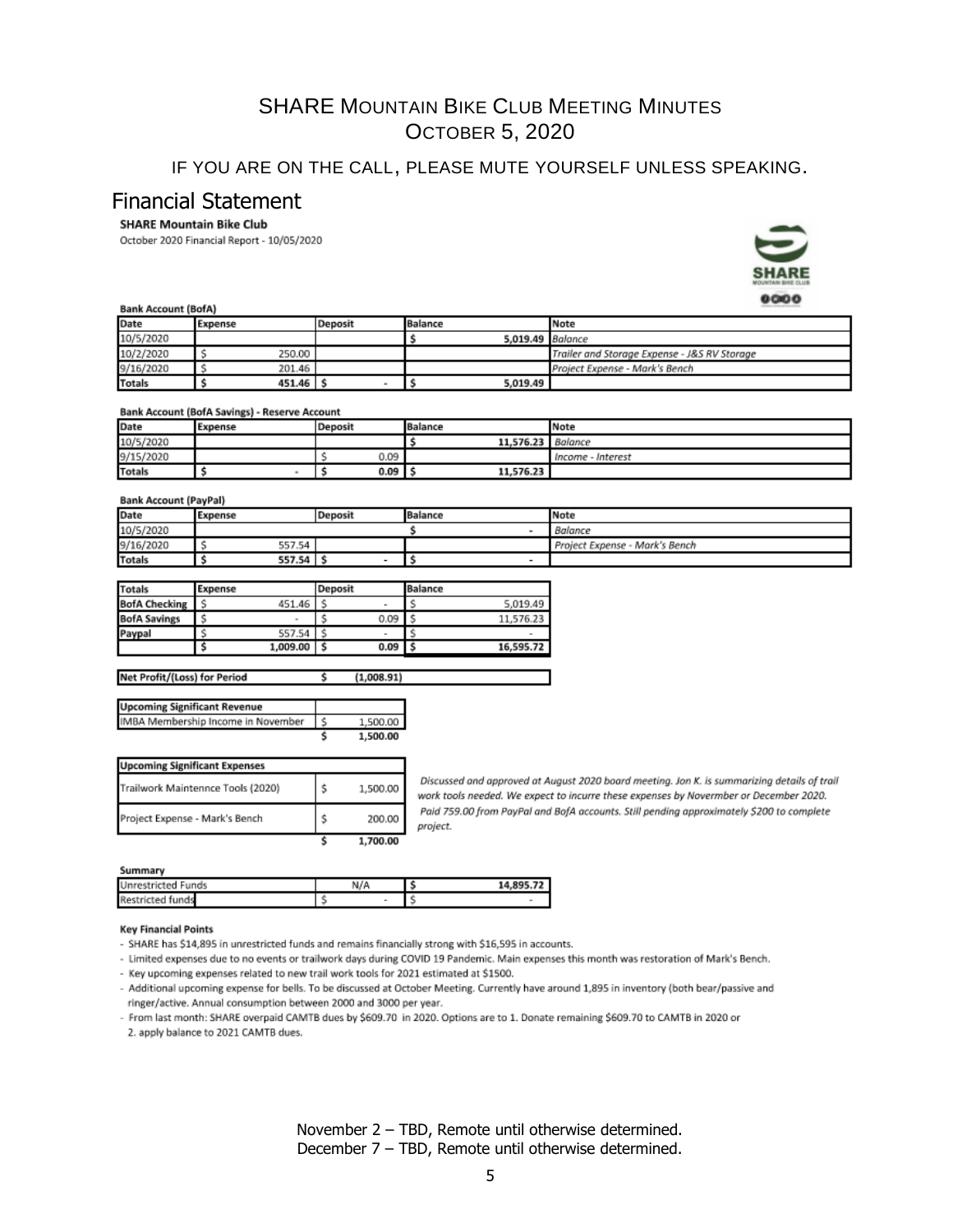# SHARE Mountain Bike Club Meeting Minutes
## October 5, 2020

IF YOU ARE ON THE CALL, PLEASE MUTE YOURSELF UNLESS SPEAKING.

## Financial Statement

**SHARE Mountain Bike Club**

October 2020 Financial Report - 10/05/2020

**Bank Account (BofA)**

| Date | Expense | Deposit | Balance | Note |
|---|---|---|---|---|
| 10/5/2020 | | | $ 5,019.49 | *Balance* |
| 10/2/2020 | $ 250.00 | | | *Trailer and Storage Expense - J&S RV Storage* |
| 9/16/2020 | $ 201.46 | | | *Project Expense - Mark's Bench* |
| **Totals** | **$ 451.46** | **$ -** | **$ 5,019.49** | |

**Bank Account (BofA Savings) - Reserve Account**

| Date | Expense | Deposit | Balance | Note |
|---|---|---|---|---|
| 10/5/2020 | | | $ 11,576.23 | *Balance* |
| 9/15/2020 | | $ 0.09 | | *Income - Interest* |
| **Totals** | **$ -** | **$ 0.09** | **$ 11,576.23** | |

**Bank Account (PayPal)**

| Date | Expense | Deposit | Balance | Note |
|---|---|---|---|---|
| 10/5/2020 | | | $ - | *Balance* |
| 9/16/2020 | $ 557.54 | | | *Project Expense - Mark's Bench* |
| **Totals** | **$ 557.54** | **$ -** | **$ -** | |

| Totals | Expense | Deposit | Balance |
|---|---|---|---|
| **BofA Checking** | $ 451.46 | $ - | $ 5,019.49 |
| **BofA Savings** | $ - | $ 0.09 | $ 11,576.23 |
| **Paypal** | $ 557.54 | $ - | $ - |
| | **$ 1,009.00** | **$ 0.09** | **$ 16,595.72** |

| Net Profit/(Loss) for Period | $ (1,008.91) |
|---|---|

| Upcoming Significant Revenue | |
|---|---|
| IMBA Membership Income in November | $ 1,500.00 |
| | $ 1,500.00 |

| Upcoming Significant Expenses | | |
|---|---|---|
| Trailwork Maintennce Tools (2020) | $ 1,500.00 | *Discussed and approved at August 2020 board meeting. Jon K. is summarizing details of trail work tools needed. We expect to incurre these expenses by Novermber or December 2020.* |
| Project Expense - Mark's Bench | $ 200.00 | *Paid 759.00 from PayPal and BofA accounts. Still pending approximately $200 to complete project.* |
| | $ 1,700.00 | |

**Summary**

| | | |
|---|---|---|
| Unrestricted Funds | N/A | $ 14,895.72 |
| Restricted funds | $ - | $ - |

**Key Financial Points**

- SHARE has $14,895 in unrestricted funds and remains financially strong with $16,595 in accounts.
- Limited expenses due to no events or trailwork days during COVID 19 Pandemic. Main expenses this month was restoration of Mark's Bench.
- Key upcoming expenses related to new trail work tools for 2021 estimated at $1500.
- Additional upcoming expense for bells. To be discussed at October Meeting. Currently have around 1,895 in inventory (both bear/passive and ringer/active. Annual consumption between 2000 and 3000 per year.
- From last month: SHARE overpaid CAMTB dues by $609.70 in 2020. Options are to 1. Donate remaining $609.70 to CAMTB in 2020 or 2. apply balance to 2021 CAMTB dues.

November 2 – TBD, Remote until otherwise determined.
December 7 – TBD, Remote until otherwise determined.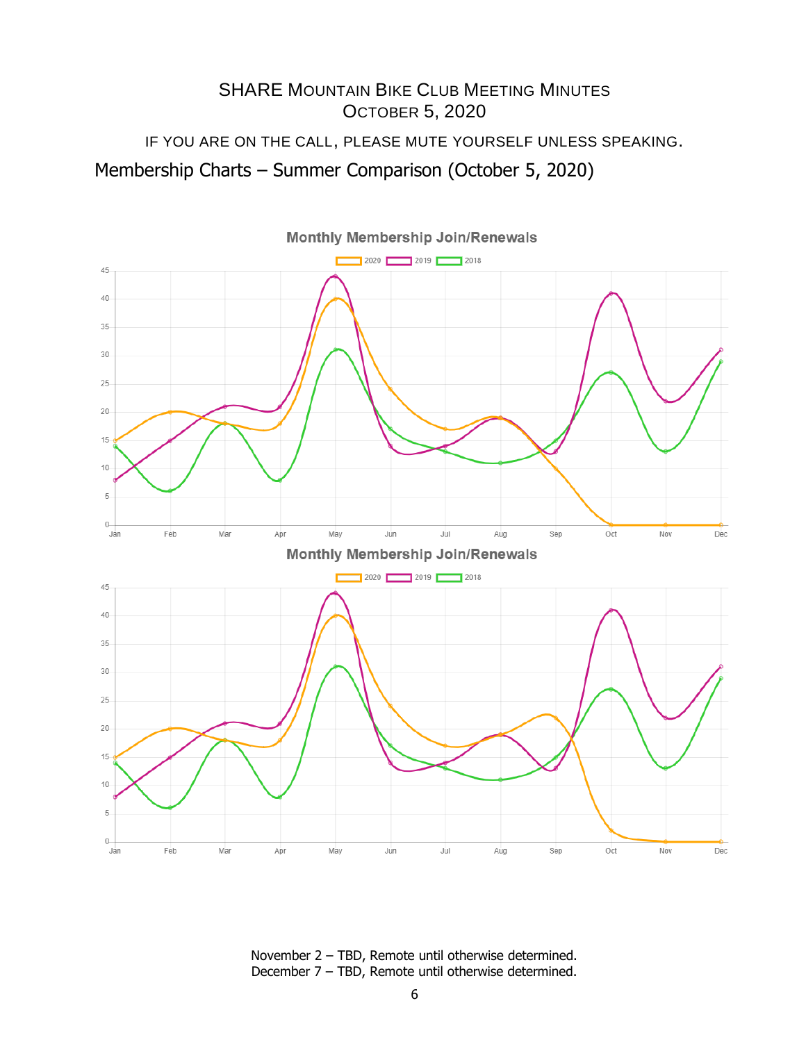# SHARE Mountain Bike Club Meeting Minutes

## October 5, 2020

IF YOU ARE ON THE CALL, PLEASE MUTE YOURSELF UNLESS SPEAKING.

## Membership Charts – Summer Comparison (October 5, 2020)

**Monthly Membership Join/Renewals**

2020 | 2019 | 2018

**Monthly Membership Join/Renewals**

2020 | 2019 | 2018

November 2 – TBD, Remote until otherwise determined.
December 7 – TBD, Remote until otherwise determined.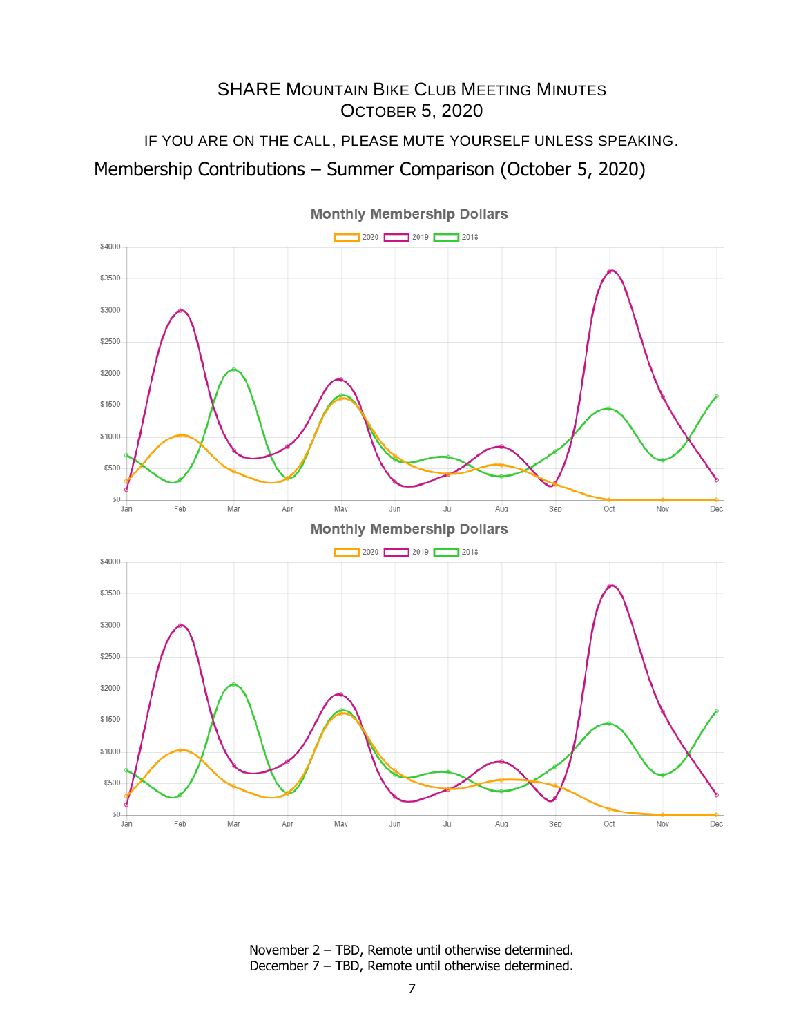SHARE Mountain Bike Club Meeting Minutes
October 5, 2020

IF YOU ARE ON THE CALL, PLEASE MUTE YOURSELF UNLESS SPEAKING.

## Membership Contributions – Summer Comparison (October 5, 2020)

Monthly Membership Dollars

2020 2019 2018

$4000
$3500
$3000
$2500
$2000
$1500
$1000
$500
$0

Jan Feb Mar Apr May Jun Jul Aug Sep Oct Nov Dec

Monthly Membership Dollars

2020 2019 2018

$4000
$3500
$3000
$2500
$2000
$1500
$1000
$500
$0

Jan Feb Mar Apr May Jun Jul Aug Sep Oct Nov Dec

November 2 – TBD, Remote until otherwise determined.
December 7 – TBD, Remote until otherwise determined.